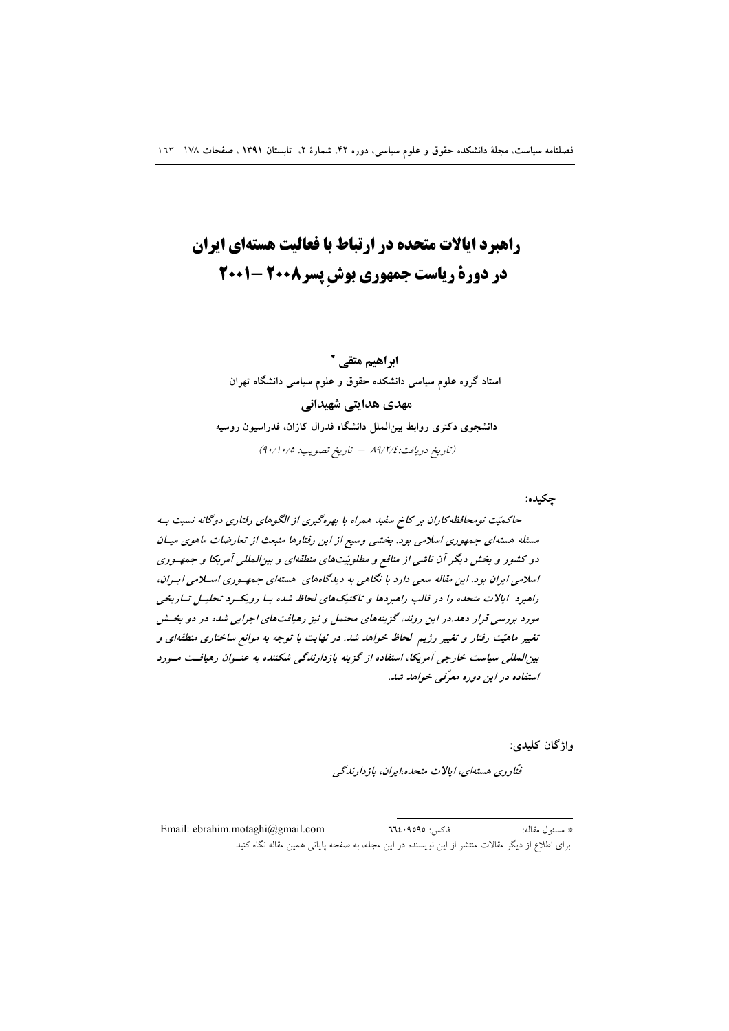# راهبرد ایالات متحده در ارتباط با فعالیت هسته‌ای ایران در دورهٔ ریاست جمهوری بوشِ پسر ۲۰۰۸ –۲۰۰۱

**ابراهیم متقی ***

**استاد گروه علوم سیاسی دانشکده حقوق و علوم سیاسی دانشگاه تهران**

**مهدی هدایتی شهیدانی**

**دانشجوی دکتری روابط بین‌الملل دانشگاه فدرال کازان، فدراسیون روسیه**

(تاریخ دریافت: ۸۹/۲/۴ – تاریخ تصویب: ۹۰/۱۰/۵)

**چکیده:**

*حاکمیّت نومحافظه‌کاران بر کاخ سفید همراه با بهره‌گیری از الگوهای رفتاری دوگانه نسبت به مسئله هسته‌ای جمهوری اسلامی بود. بخشی وسیع از این رفتارها منبعث از تعارضات ماهوی میان دو کشور و بخش دیگر آن ناشی از منافع و مطلوبیّت‌های منطقه‌ای و بین‌المللی آمریکا و جمهوری اسلامی ایران بود. این مقاله سعی دارد با نگاهی به دیدگاه‌های هسته‌ای جمهوری اسلامی ایران، راهبرد ایالات متحده را در قالب راهبردها و تاکتیک‌های لحاظ شده با رویکرد تحلیل تاریخی مورد بررسی قرار دهد.در این روند، گزینه‌های محتمل و نیز رهیافت‌های اجرایی شده در دو بخش تغییر ماهیّت رفتار و تغییر رژیم لحاظ خواهد شد. در نهایت با توجه به موانع ساختاری منطقه‌ای و بین‌المللی سیاست خارجی آمریکا، استفاده از گزینه بازدارندگی شکننده به عنوان رهیافت مورد استفاده در این دوره معرّفی خواهد شد.*

**واژگان کلیدی:**

*فنّاوری هسته‌ای، ایالات متحده،ایران، بازدارندگی*

---

* مسئول مقاله: فاکس: ۶۶۴۰۹۵۹۵ Email: ebrahim.motaghi@gmail.com

برای اطلاع از دیگر مقالات منتشر از این نویسنده در این مجله، به صفحه پایانی همین مقاله نگاه کنید.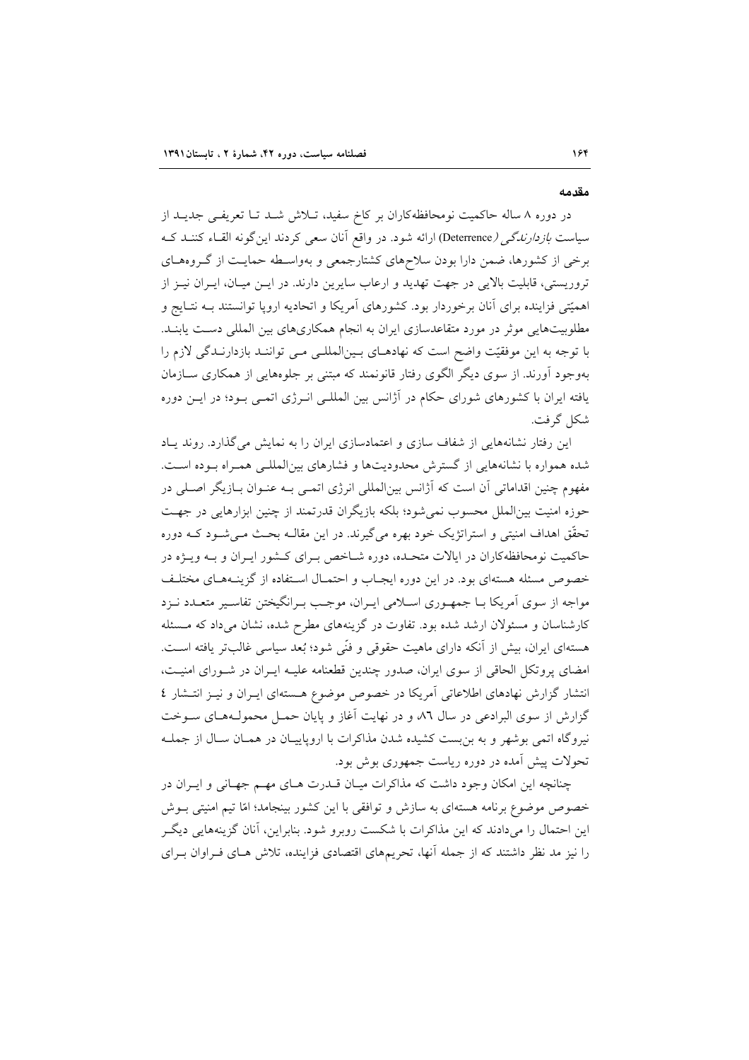## مقدمه

در دوره ۸ ساله حاکمیت نومحافظه‌کاران بر کاخ سفید، تـلاش شـد تـا تعریفـی جدیـد از سیاست *بازدارندگی* (Deterrence) ارائه شود. در واقع آنان سعی کردند این‌گونه القـاء کننـد کـه برخی از کشورها، ضمن دارا بودن سلاح‌های کشتارجمعی و به‌واسـطه حمایـت از گـروه‌هـای تروریستی، قابلیت بالایی در جهت تهدید و ارعاب سایرین دارند. در ایـن میـان، ایـران نیـز از اهمیّتی فزاینده برای آنان برخوردار بود. کشورهای آمریکا و اتحادیه اروپا توانستند بـه نتـایج و مطلوبیت‌هایی موثر در مورد متقاعدسازی ایران به انجام همکاری‌های بین المللی دسـت یابنـد. با توجه به این موفقیّت واضح است که نهادهـای بـین‌المللـی مـی تواننـد بازدارنـدگی لازم را به‌وجود آورند. از سوی دیگر الگوی رفتار قانونمند که مبتنی بر جلوه‌هایی از همکاری سـازمان یافته ایران با کشورهای شورای حکام در آژانس بین المللـی انـرژی اتمـی بـود؛ در ایـن دوره شکل گرفت.

این رفتار نشانه‌هایی از شفاف سازی و اعتمادسازی ایران را به نمایش می‌گذارد. روند یـاد شده همواره با نشانه‌هایی از گسترش محدودیت‌ها و فشارهای بین‌المللـی همـراه بـوده اسـت. مفهوم چنین اقداماتی آن است که آژانس بین‌المللی انرژی اتمـی بـه عنـوان بـازیگر اصـلی در حوزه امنیت بین‌الملل محسوب نمی‌شود؛ بلکه بازیگران قدرتمند از چنین ابزارهایی در جهـت تحقّق اهداف امنیتی و استراتژیک خود بهره می‌گیرند. در این مقالـه بحـث مـی‌شـود کـه دوره حاکمیت نومحافظه‌کاران در ایالات متحـده، دوره شـاخص بـرای کـشور ایـران و بـه ویـژه در خصوص مسئله هسته‌ای بود. در این دوره ایجـاب و احتمـال اسـتفاده از گزینـه‌هـای مختلـف مواجه از سوی آمریکا بـا جمهـوری اسـلامی ایـران، موجـب بـرانگیختن تفاسـیر متعـدد نـزد کارشناسان و مسئولان ارشد شده بود. تفاوت در گزینه‌های مطرح شده، نشان می‌داد که مـسئله هسته‌ای ایران، بیش از آنکه دارای ماهیت حقوقی و فنّی شود؛ بُعد سیاسی غالب‌تر یافته اسـت. امضای پروتکل الحاقی از سوی ایران، صدور چندین قطعنامه علیـه ایـران در شـورای امنیـت، انتشار گزارش نهادهای اطلاعاتی آمریکا در خصوص موضوع هـسته‌ای ایـران و نیـز انتـشار ٤ گزارش از سوی البرادعی در سال ٨٦ و در نهایت آغاز و پایان حمـل محمولـه‌هـای سـوخت نیروگاه اتمی بوشهر و به بن‌بست کشیده شدن مذاکرات با اروپاییـان در همـان سـال از جملـه تحولات پیش آمده در دوره ریاست جمهوری بوش بود.

چنانچه این امکان وجود داشت که مذاکرات میـان قـدرت هـای مهـم جهـانی و ایـران در خصوص موضوع برنامه هسته‌ای به سازش و توافقی با این کشور بینجامد؛ امّا تیم امنیتی بـوش این احتمال را می‌دادند که این مذاکرات با شکست روبرو شود. بنابراین، آنان گزینه‌هایی دیگـر را نیز مد نظر داشتند که از جمله آنها، تحریم‌های اقتصادی فزاینده، تلاش هـای فـراوان بـرای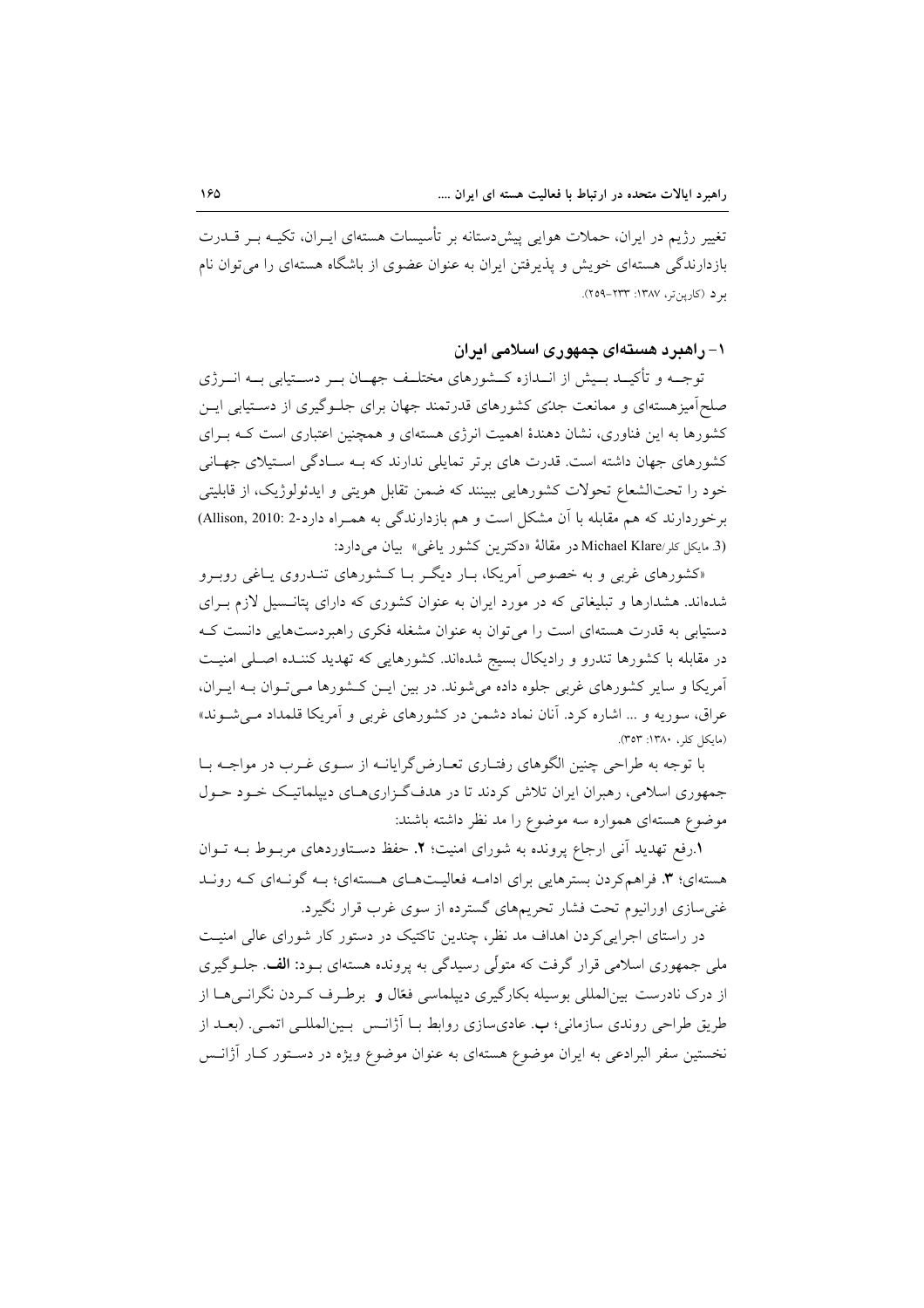تغییر رژیم در ایران، حملات هوایی پیش‌دستانه بر تأسیسات هسته‌ای ایـران، تکیـه بـر قـدرت بازدارندگی هسته‌ای خویش و پذیرفتن ایران به عنوان عضوی از باشگاه هسته‌ای را می‌توان نام برد (کارپن‌تر، ۱۳۸۷: ۲۳۳-۲۵۹).

## ۱- راهبرد هسته‌ای جمهوری اسلامی ایران

توجـه و تأکیـد بـیش از انـدازه کـشورهای مختلـف جهـان بـر دسـتیابی بـه انـرژی صلح‌آمیزهسته‌ای و ممانعت جدّی کشورهای قدرتمند جهان برای جلـوگیری از دسـتیابی ایـن کشورها به این فناوری، نشان دهندهٔ اهمیت انرژی هسته‌ای و همچنین اعتباری است کـه بـرای کشورهای جهان داشته است. قدرت های برتر تمایلی ندارند که بـه سـادگی اسـتیلای جهـانی خود را تحت‌الشعاع تحولات کشورهایی ببینند که ضمن تقابل هویتی و ایدئولوژیک، از قابلیتی برخوردارند که هم مقابله با آن مشکل است و هم بازدارندگی به همـراه دارد (Allison, 2010: 2-3). مایکل کلر/Michael Klare در مقالهٔ «دکترین کشور یاغی» بیان می‌دارد:

«کشورهای غربی و به خصوص آمریکا، بـار دیگـر بـا کـشورهای تنـدروی یـاغی روبـرو شده‌اند. هشدارها و تبلیغاتی که در مورد ایران به عنوان کشوری که دارای پتانـسیل لازم بـرای دستیابی به قدرت هسته‌ای است را می‌توان به عنوان مشغله فکری راهبردست‌هایی دانست کـه در مقابله با کشورها تندرو و رادیکال بسیج شده‌اند. کشورهایی که تهدید کننـده اصـلی امنیـت آمریکا و سایر کشورهای غربی جلوه داده می‌شوند. در بین ایـن کـشورها مـی‌تـوان بـه ایـران، عراق، سوریه و ... اشاره کرد. آنان نماد دشمن در کشورهای غربی و آمریکا قلمداد مـی‌شـوند» (مایکل کلر، ۱۳۸۰: ۳۵۳).

با توجه به طراحی چنین الگوهای رفتـاری تعـارض‌گرایانـه از سـوی غـرب در مواجـه بـا جمهوری اسلامی، رهبران ایران تلاش کردند تا در هدف‌گـذاری‌هـای دیپلماتیـک خـود حـول موضوع هسته‌ای همواره سه موضوع را مد نظر داشته باشند:

**۱**.رفع تهدید آنی ارجاع پرونده به شورای امنیت؛ **۲**. حفظ دسـتاوردهای مربـوط بـه تـوان هسته‌ای؛ **۳**. فراهم‌کردن بسترهایی برای ادامـه فعالیـت‌هـای هـسته‌ای؛ بـه گونـه‌ای کـه رونـد غنی‌سازی اورانیوم تحت فشار تحریم‌های گسترده از سوی غرب قرار نگیرد.

در راستای اجرایی‌کردن اهداف مد نظر، چندین تاکتیک در دستور کار شورای عالی امنیـت ملی جمهوری اسلامی قرار گرفت که متولّی رسیدگی به پرونده هسته‌ای بـود: **الف**. جلـوگیری از درک نادرست بین‌المللی بوسیله بکارگیری دیپلماسی فعّال **و** برطـرف کـردن نگرانـی‌هـا از طریق طراحی روندی سازمانی؛ **ب**. عادی‌سازی روابط بـا آژانـس بـین‌المللـی اتمـی. (بعـد از نخستین سفر البرادعی به ایران موضوع هسته‌ای به عنوان موضوع ویژه در دسـتور کـار آژانـس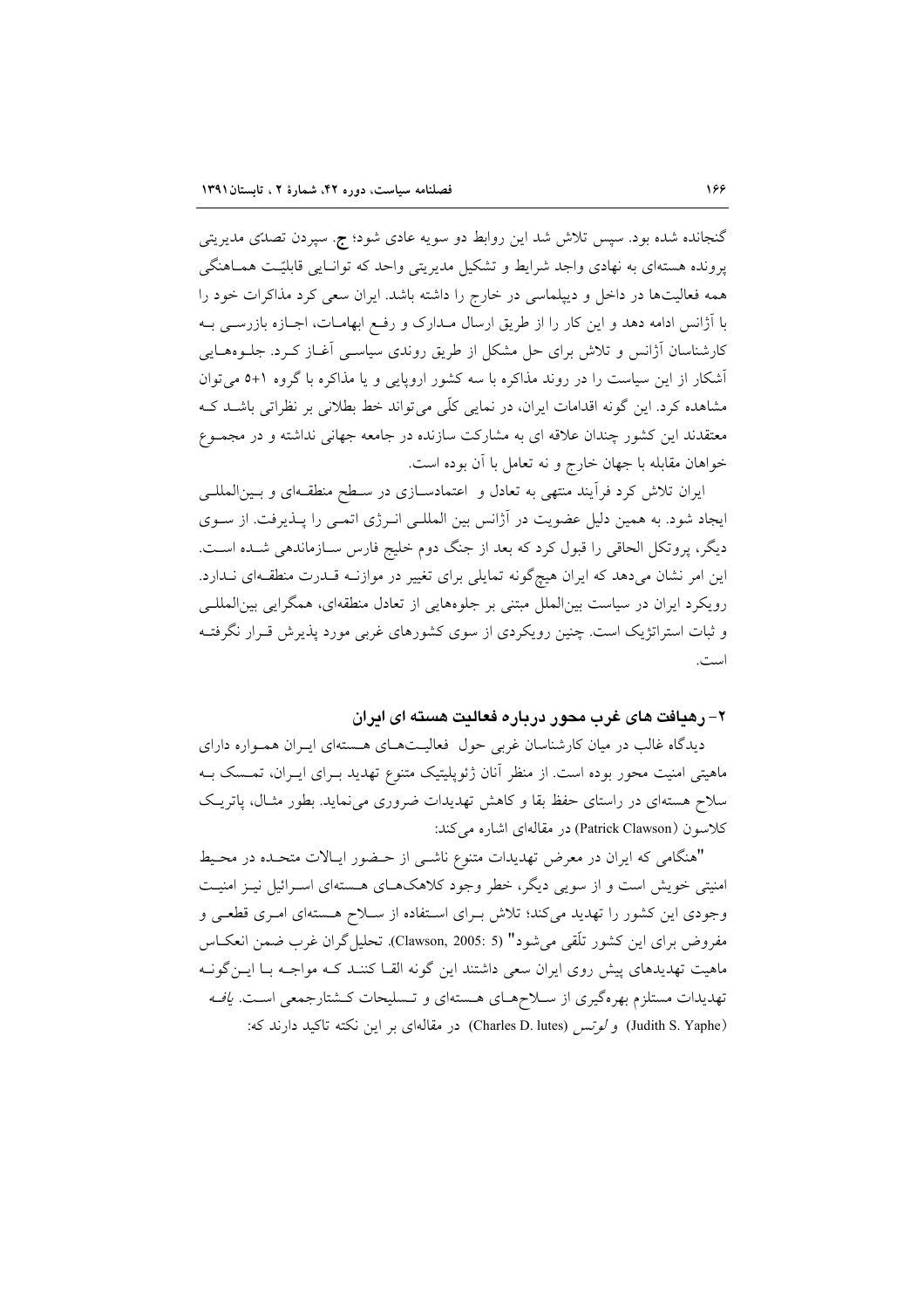گنجانده شده بود. سپس تلاش شد این روابط دو سویه عادی شود؛ **ج**. سپردن تصدّی مدیریتی پرونده هسته‌ای به نهادی واجد شرایط و تشکیل مدیریتی واحد که توانایی قابلیّت هماهنگی همه فعالیت‌ها در داخل و دیپلماسی در خارج را داشته باشد. ایران سعی کرد مذاکرات خود را با آژانس ادامه دهد و این کار را از طریق ارسال مدارک و رفع ابهامات، اجازه بازرسی به کارشناسان آژانس و تلاش برای حل مشکل از طریق روندی سیاسی آغاز کرد. جلوه‌هایی آشکار از این سیاست را در روند مذاکره با سه کشور اروپایی و یا مذاکره با گروه ۱+۵ می‌توان مشاهده کرد. این گونه اقدامات ایران، در نمایی کلّی می‌تواند خط بطلانی بر نظراتی باشد که معتقدند این کشور چندان علاقه ای به مشارکت سازنده در جامعه جهانی نداشته و در مجموع خواهان مقابله با جهان خارج و نه تعامل با آن بوده است.

ایران تلاش کرد فرآیند منتهی به تعادل و اعتمادسازی در سطح منطقه‌ای و بین‌المللی ایجاد شود. به همین دلیل عضویت در آژانس بین المللی انرژی اتمی را پذیرفت. از سوی دیگر، پروتکل الحاقی را قبول کرد که بعد از جنگ دوم خلیج فارس سازماندهی شده است. این امر نشان می‌دهد که ایران هیچ‌گونه تمایلی برای تغییر در موازنه قدرت منطقه‌ای ندارد. رویکرد ایران در سیاست بین‌الملل مبتنی بر جلوه‌هایی از تعادل منطقه‌ای، همگرایی بین‌المللی و ثبات استراتژیک است. چنین رویکردی از سوی کشورهای غربی مورد پذیرش قرار نگرفته است.

## ۲- رهیافت های غرب محور درباره فعالیت هسته ای ایران

دیدگاه غالب در میان کارشناسان غربی حول فعالیت‌های هسته‌ای ایران همواره دارای ماهیتی امنیت محور بوده است. از منظر آنان ژئوپلیتیک متنوع تهدید برای ایران، تمسک به سلاح هسته‌ای در راستای حفظ بقا و کاهش تهدیدات ضروری می‌نماید. بطور مثال، پاتریک کلاسون (Patrick Clawson) در مقاله‌ای اشاره می‌کند:

"هنگامی که ایران در معرض تهدیدات متنوع ناشی از حضور ایالات متحده در محیط امنیتی خویش است و از سویی دیگر، خطر وجود کلاهک‌های هسته‌ای اسرائیل نیز امنیت وجودی این کشور را تهدید می‌کند؛ تلاش برای استفاده از سلاح هسته‌ای امری قطعی و مفروض برای این کشور تلّقی می‌شود" (Clawson, 2005: 5). تحلیل‌گران غرب ضمن انعکاس ماهیت تهدیدهای پیش روی ایران سعی داشتند این گونه القا کنند که مواجه با این‌گونه تهدیدات مستلزم بهره‌گیری از سلاح‌های هسته‌ای و تسلیحات کشتارجمعی است. *یافه* (Judith S. Yaphe) *و لوتس* (Charles D. lutes) در مقاله‌ای بر این نکته تاکید دارند که: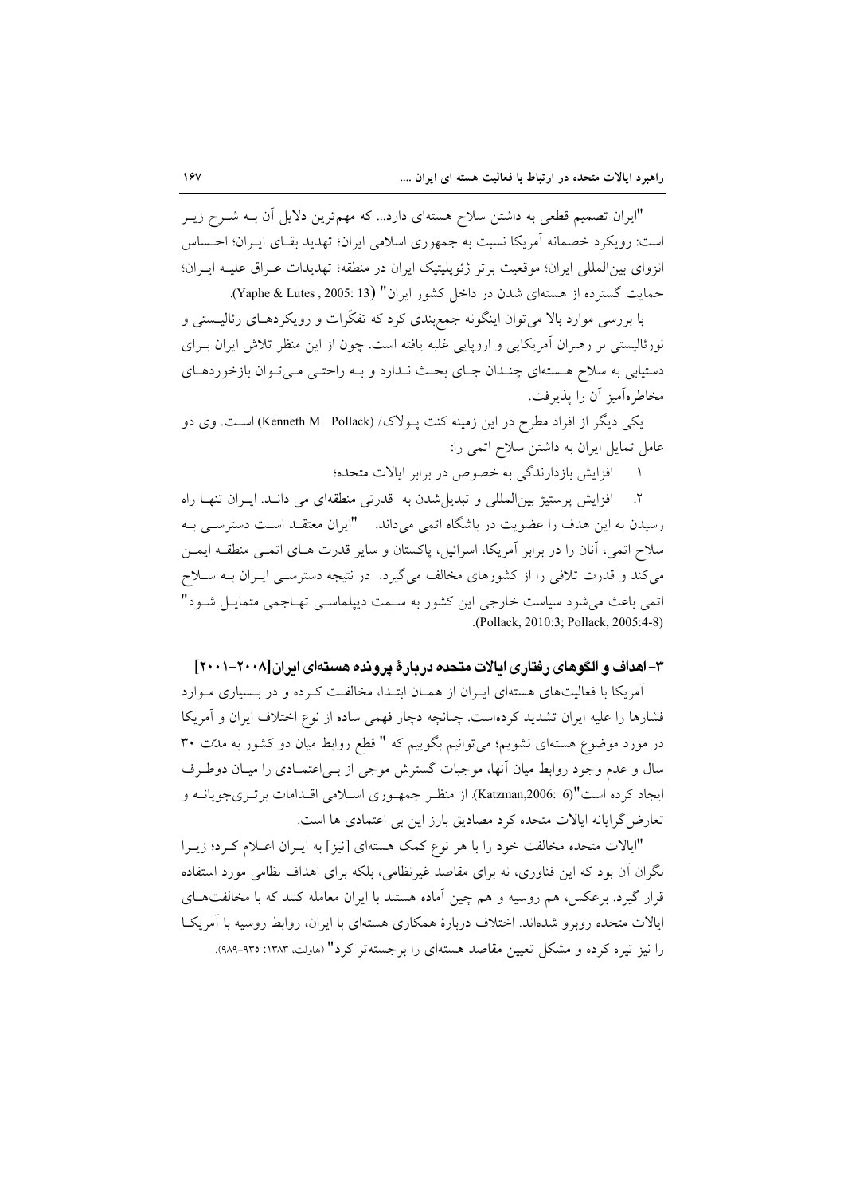"ایران تصمیم قطعی به داشتن سلاح هسته‌ای دارد... که مهم‌ترین دلایل آن بـه شـرح زیـر است: رویکرد خصمانه آمریکا نسبت به جمهوری اسلامی ایران؛ تهدید بقـای ایـران؛ احـساس انزوای بین‌المللی ایران؛ موقعیت برتر ژئوپلیتیک ایران در منطقه؛ تهدیدات عـراق علیـه ایـران؛ حمایت گسترده از هسته‌ای شدن در داخل کشور ایران" (Yaphe & Lutes , 2005: 13).

با بررسی موارد بالا می‌توان اینگونه جمع‌بندی کرد که تفکّرات و رویکردهـای رئالیـستی و نورئالیستی بر رهبران آمریکایی و اروپایی غلبه یافته است. چون از این منظر تلاش ایران بـرای دستیابی به سلاح هـسته‌ای چنـدان جـای بحـث نـدارد و بـه راحتـی مـی‌تـوان بازخوردهـای مخاطره‌آمیز آن را پذیرفت.

یکی دیگر از افراد مطرح در این زمینه کنت پـولاک/ (Kenneth M. Pollack) اسـت. وی دو عامل تمایل ایران به داشتن سلاح اتمی را:

۱. افزایش بازدارندگی به خصوص در برابر ایالات متحده؛

۲. افزایش پرستیژ بین‌المللی و تبدیل‌شدن به قدرتی منطقه‌ای می دانـد. ایـران تنهـا راه رسیدن به این هدف را عضویت در باشگاه اتمی می‌داند. "ایران معتقـد اسـت دسترسـی بـه سلاح اتمی، آنان را در برابر آمریکا، اسرائیل، پاکستان و سایر قدرت هـای اتمـی منطقـه ایمـن می‌کند و قدرت تلافی را از کشورهای مخالف می‌گیرد. در نتیجه دسترسـی ایـران بـه سـلاح اتمی باعث می‌شود سیاست خارجی این کشور به سـمت دیپلماسـی تهـاجمی متمایـل شـود" (Pollack, 2010:3; Pollack, 2005:4-8).

## ۳- اهداف و الگوهای رفتاری ایالات متحده دربارهٔ پرونده هسته‌ای ایران[۲۰۰۸-۲۰۰۱]

آمریکا با فعالیت‌های هسته‌ای ایـران از همـان ابتـدا، مخالفـت کـرده و در بـسیاری مـوارد فشارها را علیه ایران تشدید کرده‌است. چنانچه دچار فهمی ساده از نوع اختلاف ایران و آمریکا در مورد موضوع هسته‌ای نشویم؛ می‌توانیم بگوییم که " قطع روابط میان دو کشور به مدّت ۳۰ سال و عدم وجود روابط میان آنها، موجبات گسترش موجی از بـی‌اعتمـادی را میـان دوطـرف ایجاد کرده است"(Katzman,2006: 6). از منظـر جمهـوری اسـلامی اقـدامات برتـری‌جویانـه و تعارض‌گرایانه ایالات متحده کرد مصادیق بارز این بی اعتمادی ها است.

"ایالات متحده مخالفت خود را با هر نوع کمک هسته‌ای [نیز] به ایـران اعـلام کـرد؛ زیـرا نگران آن بود که این فناوری، نه برای مقاصد غیرنظامی، بلکه برای اهداف نظامی مورد استفاده قرار گیرد. برعکس، هم روسیه و هم چین آماده هستند با ایران معامله کنند که با مخالفت‌هـای ایالات متحده روبرو شده‌اند. اختلاف دربارهٔ همکاری هسته‌ای با ایران، روابط روسیه با آمریکـا را نیز تیره کرده و مشکل تعیین مقاصد هسته‌ای را برجسته‌تر کرد" (هاولت، ۱۳۸۳: ۹۳۵-۹۸۹).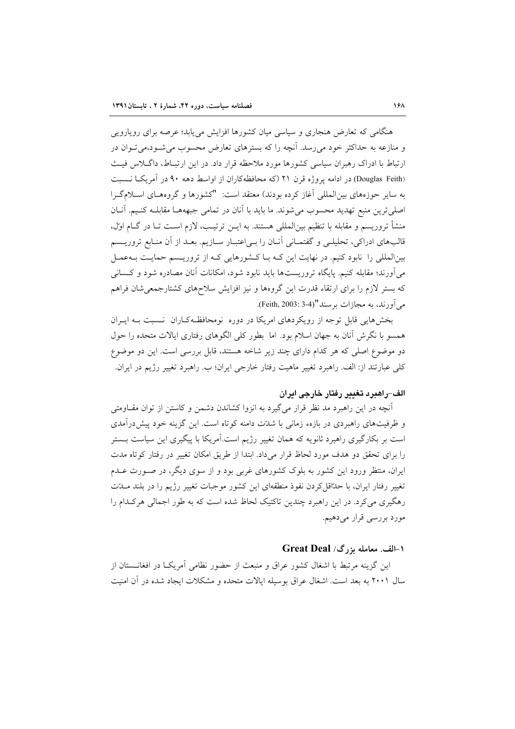هنگامی که تعارض هنجاری و سیاسی میان کشورها افزایش می‌یابد؛ عرصه برای رویارویی و منازعه به حداکثر خود می‌رسد. آنچه را که بسترهای تعارض محسوب می‌شود،می‌توان در ارتباط با ادراک رهبران سیاسی کشورها مورد ملاحظه قرار داد. در این ارتباط، داگلاس فیث (Douglas Feith) در ادامه پروژه قرن ۲۱ (که محافظه‌کاران از اواسط دهه ۹۰ در آمریکا نسبت به سایر حوزه‌های بین‌المللی آغاز کرده بودند) معتقد است: "کشورها و گروه‌های اسلام‌گرا اصلی‌ترین منبع تهدید محسوب می‌شوند. ما باید با آنان در تمامی جبهه‌ها مقابله کنیم. آنان منشأ تروریسم و مقابله با تنظیم بین‌المللی هستند. به این ترتیب، لازم است تا در گام اوّل، قالب‌های ادراکی، تحلیلی و گفتمانی آنان را بی‌اعتبار سازیم. بعد از آن منابع تروریسم بین‌المللی را نابود کنیم. در نهایت این که با کشورهایی که از تروریسم حمایت به‌عمل می‌آورند؛ مقابله کنیم. پایگاه تروریست‌ها باید نابود شود، امکانات آنان مصادره شود و کسانی که بستر لازم را برای ارتقاء قدرت این گروه‌ها و نیز افزایش سلاح‌های کشتارجمعی‌شان فراهم می‌آورند، به مجازات برسند"(Feith, 2003: 3-4).

بخش‌هایی قابل توجه از رویکردهای امریکا در دوره نومحافظه‌کاران نسبت به ایران همسو با نگرش آنان به جهان اسلام بود. اما بطور کلی الگوهای رفتاری ایالات متحده را حول دو موضوع اصلی که هر کدام دارای چند زیر شاخه هستند، قابل بررسی است. این دو موضوع کلی عبارتند از: الف. راهبرد تغییر ماهیت رفتار خارجی ایران؛ ب. راهبرد تغییر رژیم در ایران.

### الف-راهبرد تغییر رفتار خارجی ایران

آنچه در این راهبرد مد نظر قرار می‌گیرد به انزوا کشاندن دشمن و کاستن از توان مقاومتی و ظرفیت‌های راهبردی در بازهء زمانی با شدّت دامنه کوتاه است. این گزینه خود پیش‌درآمدی است بر بکارگیری راهبرد ثانویه که همان تغییر رژیم است.آمریکا با پیگیری این سیاست بستر را برای تحقق دو هدف مورد لحاظ قرار می‌داد. ابتدا از طریق امکان تغییر در رفتار کوتاه مدت ایران، منتظر ورود این کشور به بلوک کشورهای غربی بود و از سوی دیگر، در صورت عدم تغییر رفتار ایران، با حدّاقل‌کردن نفوذ منطقه‌ای این کشور موجبات تغییر رژیم را در بلند مدّت رهگیری می‌کرد. در این راهبرد چندین تاکتیک لحاظ شده است که به طور اجمالی هرکدام را مورد بررسی قرار می‌دهیم.

#### ۱-الف. معامله بزرگ/ Great Deal

این گزینه مرتبط با اشغال کشور عراق و منبعث از حضور نظامی آمریکا در افغانستان از سال ۲۰۰۱ به بعد است. اشغال عراق بوسیله ایالات متحده و مشکلات ایجاد شده در آن امنیت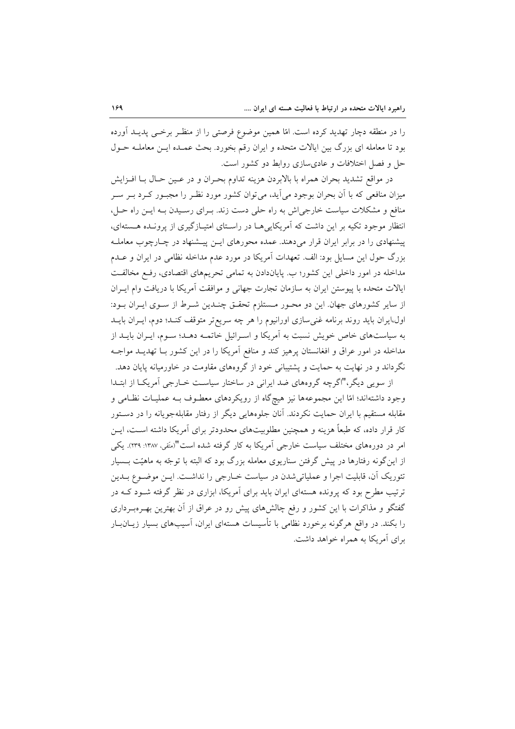را در منطقه دچار تهدید کرده است. امّا همین موضوع فرصتی را از منظر برخی پدید آورده بود تا معامله ای بزرگ بین ایالات متحده و ایران رقم بخورد. بحث عمده این معامله حول حل و فصل اختلافات و عادی‌سازی روابط دو کشور است.

در مواقع تشدید بحران همراه با بالابردن هزینه تداوم بحران و در عین حال با افزایش میزان منافعی که با آن بحران بوجود می‌آید، می‌توان کشور مورد نظر را مجبور کرد بر سر منافع و مشکلات سیاست خارجی‌اش به راه حلی دست زند. برای رسیدن به این راه حل، انتظار موجود تکیه بر این داشت که آمریکایی‌ها در راستای امتیازگیری از پرونده هسته‌ای، پیشنهادی را در برابر ایران قرار می‌دهند. عمده محورهای این پیشنهاد در چارچوب معامله بزرگ حول این مسایل بود: الف. تعهدات آمریکا در مورد عدم مداخله نظامی در ایران و عدم مداخله در امور داخلی این کشور؛ ب. پایان‌دادن به تمامی تحریم‌های اقتصادی، رفع مخالفت ایالات متحده با پیوستن ایران به سازمان تجارت جهانی و موافقت آمریکا با دریافت وام ایران از سایر کشورهای جهان. این دو محور مستلزم تحقق چندین شرط از سوی ایران بود: اول،ایران باید روند برنامه غنی‌سازی اورانیوم را هر چه سریع‌تر متوقف کند؛ دوم، ایران باید به سیاست‌های خاص خویش نسبت به آمریکا و اسرائیل خاتمه دهد؛ سوم، ایران باید از مداخله در امور عراق و افغانستان پرهیز کند و منافع آمریکا را در این کشور با تهدید مواجه نگرداند و در نهایت به حمایت و پشتیبانی خود از گروه‌های مقاومت در خاورمیانه پایان دهد.

از سویی دیگر،"اگرچه گروه‌های ضد ایرانی در ساختار سیاست خارجی آمریکا از ابتدا وجود داشته‌اند؛ امّا این مجموعه‌ها نیز هیچ‌گاه از رویکردهای معطوف به عملیات نظامی و مقابله مستقیم با ایران حمایت نکردند. آنان جلوه‌هایی دیگر از رفتار مقابله‌جویانه را در دستور کار قرار داده، که طبعاً هزینه و همچنین مطلوبیت‌های محدودتر برای آمریکا داشته است، این امر در دوره‌های مختلف سیاست خارجی آمریکا به کار گرفته شده است"(متقی، ۱۳۸۷: ۲۳۹). یکی از این‌گونه رفتارها در پیش گرفتن سناریوی معامله بزرگ بود که البته با توجّه به ماهیّت بسیار تئوریک آن، قابلیت اجرا و عملیاتی‌شدن در سیاست خارجی را نداشت. این موضوع بدین ترتیب مطرح بود که پرونده هسته‌ای ایران باید برای آمریکا، ابزاری در نظر گرفته شود که در گفتگو و مذاکرات با این کشور و رفع چالش‌های پیش رو در عراق از آن بهترین بهره‌برداری را بکند. در واقع هرگونه برخورد نظامی با تأسیسات هسته‌ای ایران، آسیب‌های بسیار زیان‌بار برای آمریکا به همراه خواهد داشت.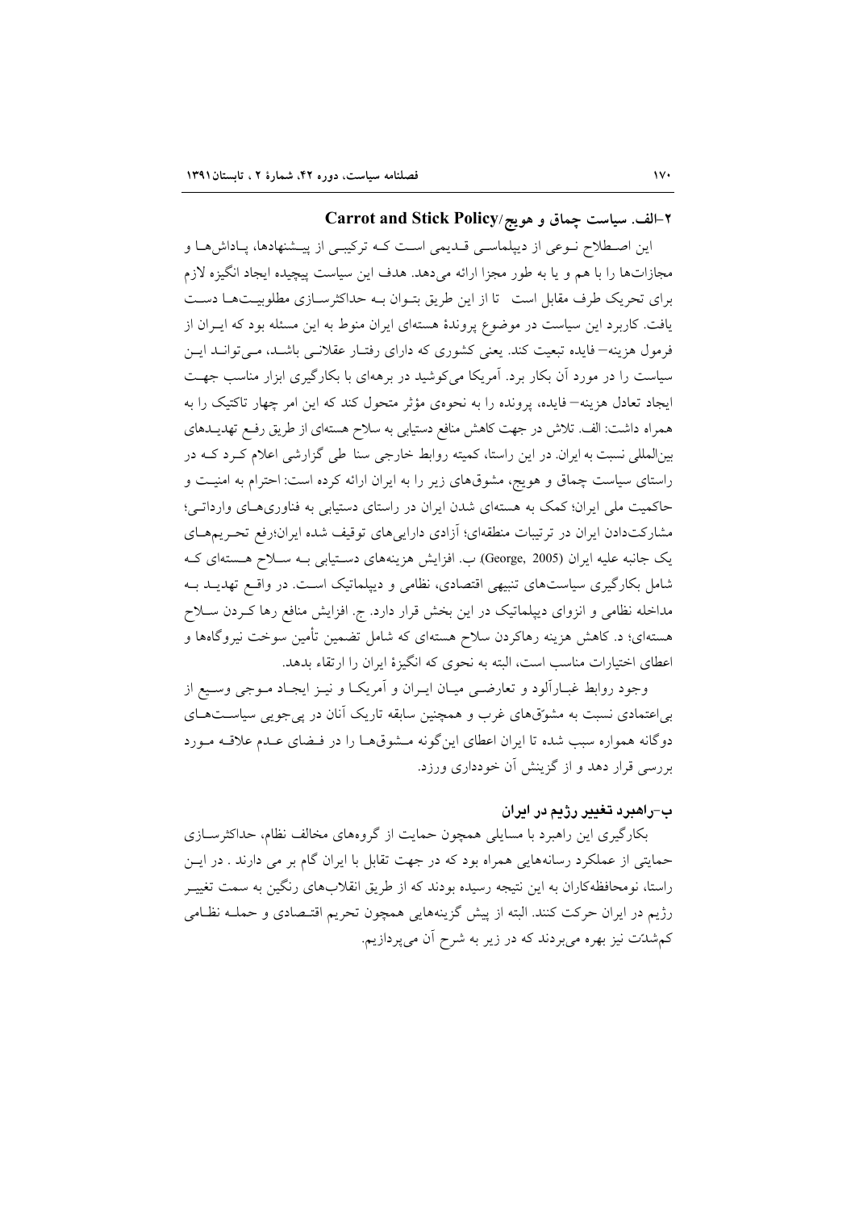### ۲-الف. سیاست چماق و هویج/Carrot and Stick Policy

این اصطلاح نوعی از دیپلماسی قدیمی است که ترکیبی از پیشنهادها، پاداش‌ها و مجازات‌ها را با هم و یا به طور مجزا ارائه می‌دهد. هدف این سیاست پیچیده ایجاد انگیزه لازم برای تحریک طرف مقابل است  تا از این طریق بتوان به حداکثرسازی مطلوبیت‌ها دست یافت. کاربرد این سیاست در موضوع پروندهٔ هسته‌ای ایران منوط به این مسئله بود که ایران از فرمول هزینه– فایده تبعیت کند. یعنی کشوری که دارای رفتار عقلانی باشد، می‌تواند این سیاست را در مورد آن بکار برد. آمریکا می‌کوشید در برهه‌ای با بکارگیری ابزار مناسب جهت ایجاد تعادل هزینه– فایده، پرونده را به نحوه‌ی مؤثر متحول کند که این امر چهار تاکتیک را به همراه داشت: الف. تلاش در جهت کاهش منافع دستیابی به سلاح هسته‌ای از طریق رفع تهدیدهای بین‌المللی نسبت به ایران. در این راستا، کمیته روابط خارجی سنا طی گزارشی اعلام کرد که در راستای سیاست چماق و هویج، مشوق‌های زیر را به ایران ارائه کرده است: احترام به امنیت و حاکمیت ملی ایران؛ کمک به هسته‌ای شدن ایران در راستای دستیابی به فناوری‌های وارداتی؛ مشارکت‌دادن ایران در ترتیبات منطقه‌ای؛ آزادی دارایی‌های توقیف شده ایران؛رفع تحریم‌های یک جانبه علیه ایران (George, 2005). ب. افزایش هزینه‌های دستیابی به سلاح هسته‌ای که شامل بکارگیری سیاست‌های تنبیهی اقتصادی، نظامی و دیپلماتیک است. در واقع تهدید به مداخله نظامی و انزوای دیپلماتیک در این بخش قرار دارد. ج. افزایش منافع رها کردن سلاح هسته‌ای؛ د. کاهش هزینه رهاکردن سلاح هسته‌ای که شامل تضمین تأمین سوخت نیروگاه‌ها و اعطای اختیارات مناسب است، البته به نحوی که انگیزهٔ ایران را ارتقاء بدهد.

وجود روابط غبارآلود و تعارضی میان ایران و آمریکا و نیز ایجاد موجی وسیع از بی‌اعتمادی نسبت به مشوّق‌های غرب و همچنین سابقه تاریک آنان در پی‌جویی سیاست‌های دوگانه همواره سبب شده تا ایران اعطای این‌گونه مشوق‌ها را در فضای عدم علاقه مورد بررسی قرار دهد و از گزینش آن خودداری ورزد.

### ب-راهبرد تغییر رژیم در ایران

بکارگیری این راهبرد با مسایلی همچون حمایت از گروه‌های مخالف نظام، حداکثرسازی حمایتی از عملکرد رسانه‌هایی همراه بود که در جهت تقابل با ایران گام بر می دارند . در این راستا، نومحافظه‌کاران به این نتیجه رسیده بودند که از طریق انقلاب‌های رنگین به سمت تغییر رژیم در ایران حرکت کنند. البته از پیش گزینه‌هایی همچون تحریم اقتصادی و حمله نظامی کم‌شدّت نیز بهره می‌بردند که در زیر به شرح آن می‌پردازیم.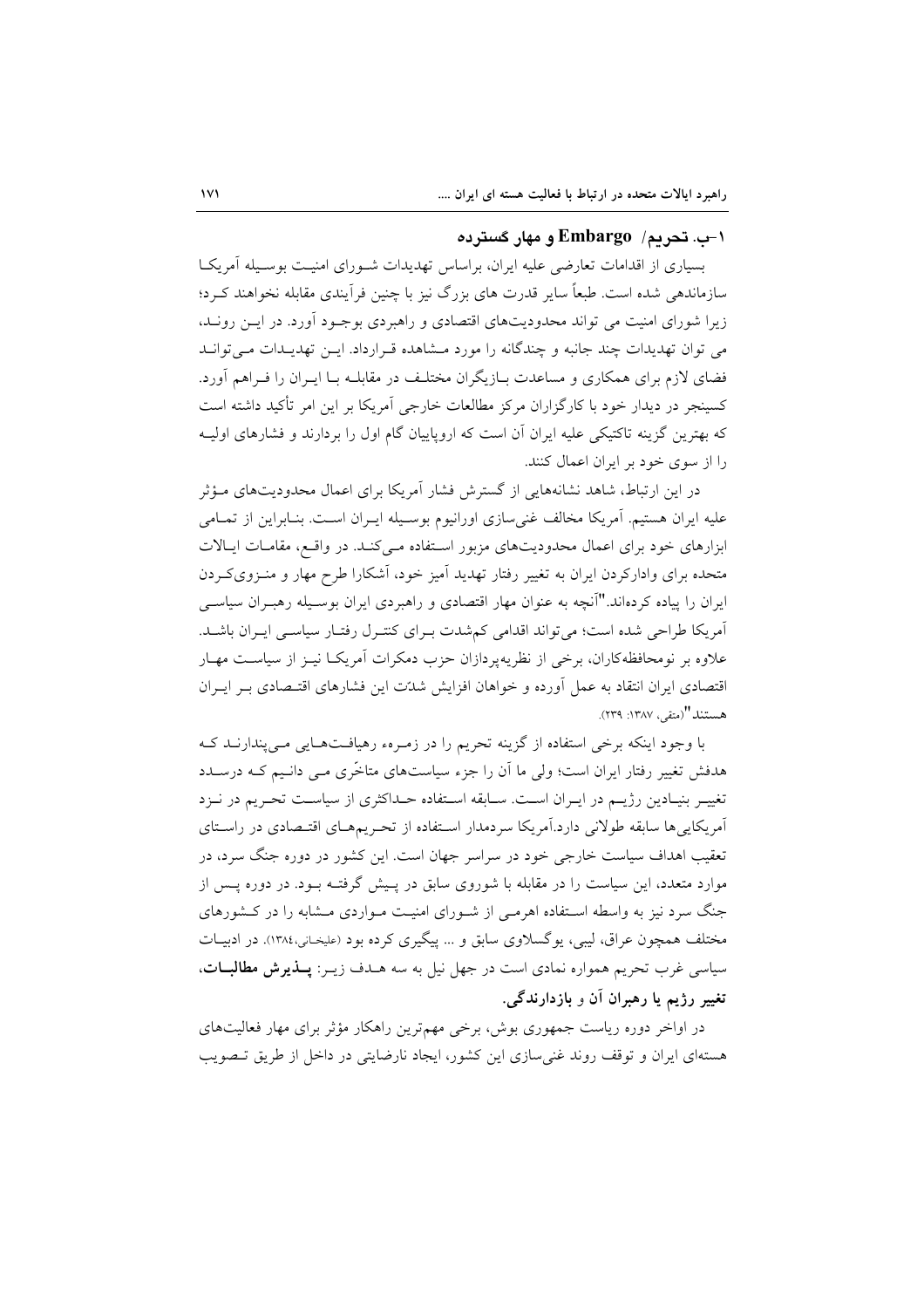### ۱-ب. تحریم/ Embargo و مهار گسترده

بسیاری از اقدامات تعارضی علیه ایران، براساس تهدیدات شورای امنیت بوسیله آمریکا سازماندهی شده است. طبعاً سایر قدرت های بزرگ نیز با چنین فرآیندی مقابله نخواهند کرد؛ زیرا شورای امنیت می تواند محدودیت‌های اقتصادی و راهبردی بوجود آورد. در این روند، می توان تهدیدات چند جانبه و چندگانه را مورد مشاهده قرارداد. این تهدیدات می‌تواند فضای لازم برای همکاری و مساعدت بازیگران مختلف در مقابله با ایران را فراهم آورد. کسینجر در دیدار خود با کارگزاران مرکز مطالعات خارجی آمریکا بر این امر تأکید داشته است که بهترین گزینه تاکتیکی علیه ایران آن است که اروپاییان گام اول را بردارند و فشارهای اولیه را از سوی خود بر ایران اعمال کنند.

در این ارتباط، شاهد نشانه‌هایی از گسترش فشار آمریکا برای اعمال محدودیت‌های مؤثر علیه ایران هستیم. آمریکا مخالف غنی‌سازی اورانیوم بوسیله ایران است. بنابراین از تمامی ابزارهای خود برای اعمال محدودیت‌های مزبور استفاده می‌کند. در واقع، مقامات ایالات متحده برای وادارکردن ایران به تغییر رفتار تهدید آمیز خود، آشکارا طرح مهار و منزوی‌کردن ایران را پیاده کرده‌اند."آنچه به عنوان مهار اقتصادی و راهبردی ایران بوسیله رهبران سیاسی آمریکا طراحی شده است؛ می‌تواند اقدامی کم‌شدت برای کنترل رفتار سیاسی ایران باشد. علاوه بر نومحافظه‌کاران، برخی از نظریه‌پردازان حزب دمکرات آمریکا نیز از سیاست مهار اقتصادی ایران انتقاد به عمل آورده و خواهان افزایش شدّت این فشارهای اقتصادی بر ایران هستند"(متقی، ۱۳۸۷: ۲۳۹).

با وجود اینکه برخی استفاده از گزینه تحریم را در زمرهء رهیافت‌هایی می‌پندارند که هدفش تغییر رفتار ایران است؛ ولی ما آن را جزء سیاست‌های متاخّری می دانیم که درصدد تغییر بنیادین رژیم در ایران است. سابقه استفاده حداکثری از سیاست تحریم در نزد آمریکایی‌ها سابقه طولانی دارد.آمریکا سردمدار استفاده از تحریم‌های اقتصادی در راستای تعقیب اهداف سیاست خارجی خود در سراسر جهان است. این کشور در دوره جنگ سرد، در موارد متعدد، این سیاست را در مقابله با شوروی سابق در پیش گرفته بود. در دوره پس از جنگ سرد نیز به واسطه استفاده اهرمی از شورای امنیت مواردی مشابه را در کشورهای مختلف همچون عراق، لیبی، یوگسلاوی سابق و ... پیگیری کرده بود (علیخانی،۱۳۸٤). در ادبیات سیاسی غرب تحریم همواره نمادی است در جهل نیل به سه هدف زیر: **پذیرش مطالبات، تغییر رژیم یا رهبران آن** و **بازدارندگی**.

در اواخر دوره ریاست جمهوری بوش، برخی مهم‌ترین راهکار مؤثر برای مهار فعالیت‌های هسته‌ای ایران و توقف روند غنی‌سازی این کشور، ایجاد نارضایتی در داخل از طریق تصویب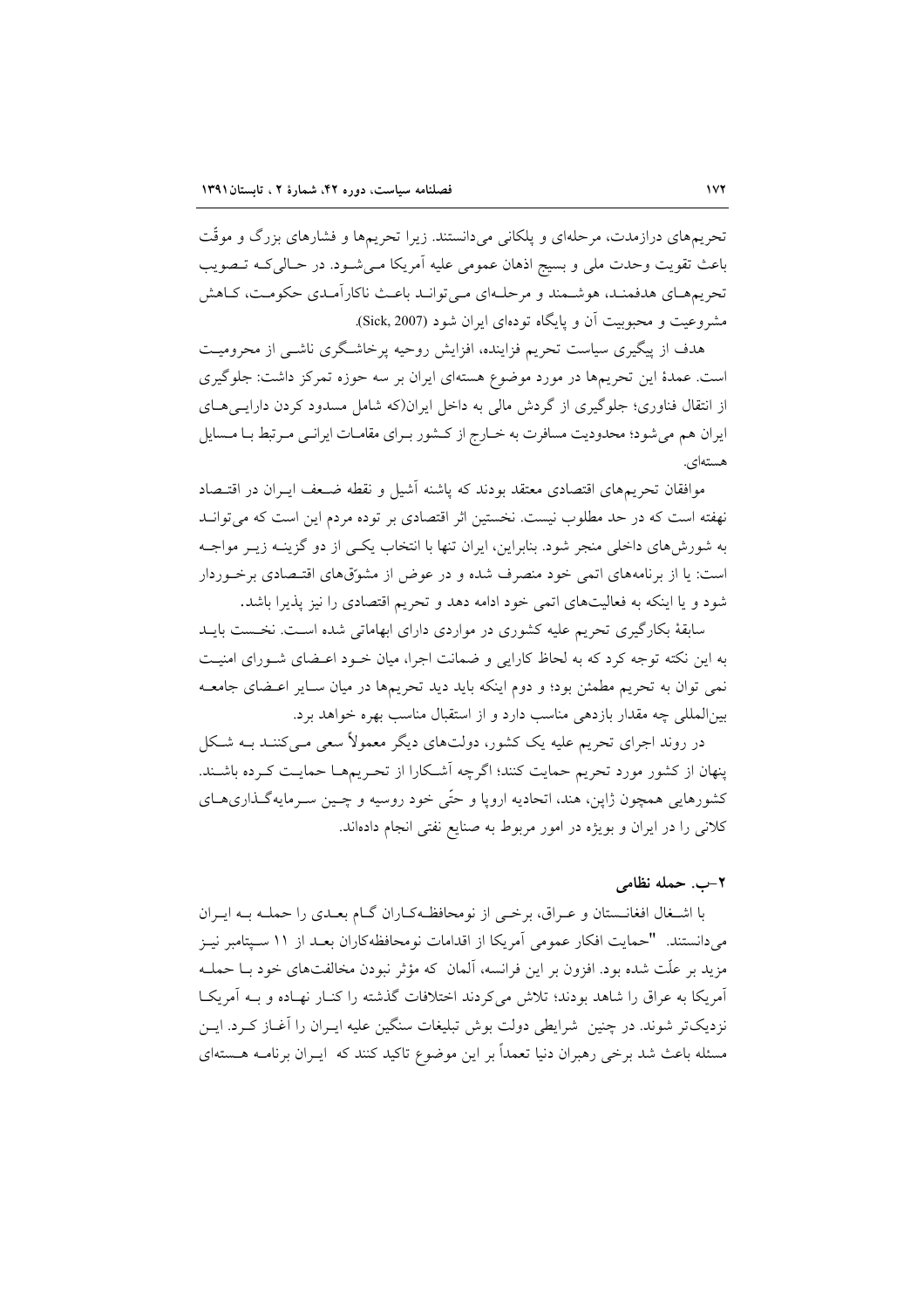تحریم‌های درازمدت، مرحله‌ای و پلکانی می‌دانستند. زیرا تحریم‌ها و فشارهای بزرگ و موقّت باعث تقویت وحدت ملی و بسیج اذهان عمومی علیه آمریکا می‌شود. در حالی‌که تصویب تحریم‌های هدفمند، هوشمند و مرحله‌ای می‌تواند باعث ناکارآمدی حکومت، کاهش مشروعیت و محبوبیت آن و پایگاه توده‌ای ایران شود (Sick, 2007).

هدف از پیگیری سیاست تحریم فزاینده، افزایش روحیه پرخاشگری ناشی از محرومیت است. عمدهٔ این تحریم‌ها در مورد موضوع هسته‌ای ایران بر سه حوزه تمرکز داشت: جلوگیری از انتقال فناوری؛ جلوگیری از گردش مالی به داخل ایران(که شامل مسدود کردن دارایی‌های ایران هم می‌شود؛ محدودیت مسافرت به خارج از کشور برای مقامات ایرانی مرتبط با مسایل هسته‌ای.

موافقان تحریم‌های اقتصادی معتقد بودند که پاشنه آشیل و نقطه ضعف ایران در اقتصاد نهفته است که در حد مطلوب نیست. نخستین اثر اقتصادی بر توده مردم این است که می‌تواند به شورش‌های داخلی منجر شود. بنابراین، ایران تنها با انتخاب یکی از دو گزینه زیر مواجه است: یا از برنامه‌های اتمی خود منصرف شده و در عوض از مشوّق‌های اقتصادی برخوردار شود و یا اینکه به فعالیت‌های اتمی خود ادامه دهد و تحریم اقتصادی را نیز پذیرا باشد.

سابقهٔ بکارگیری تحریم علیه کشوری در مواردی دارای ابهاماتی شده است. نخست باید به این نکته توجه کرد که به لحاظ کارایی و ضمانت اجرا، میان خود اعضای شورای امنیت نمی توان به تحریم مطمئن بود؛ و دوم اینکه باید دید تحریم‌ها در میان سایر اعضای جامعه بین‌المللی چه مقدار بازدهی مناسب دارد و از استقبال مناسب بهره خواهد برد.

در روند اجرای تحریم علیه یک کشور، دولت‌های دیگر معمولاً سعی می‌کنند به شکل پنهان از کشور مورد تحریم حمایت کنند؛ اگرچه آشکارا از تحریم‌ها حمایت کرده باشند. کشورهایی همچون ژاپن، هند، اتحادیه اروپا و حتّی خود روسیه و چین سرمایه‌گذاری‌های کلانی را در ایران و بویژه در امور مربوط به صنایع نفتی انجام داده‌اند.

### ۲-ب. حمله نظامی

با اشغال افغانستان و عراق، برخی از نومحافظه‌کاران گام بعدی را حمله به ایران می‌دانستند. "حمایت افکار عمومی آمریکا از اقدامات نومحافظه‌کاران بعد از ۱۱ سپتامبر نیز مزید بر علّت شده بود. افزون بر این فرانسه، آلمان که مؤثر نبودن مخالفت‌های خود با حمله آمریکا به عراق را شاهد بودند؛ تلاش می‌کردند اختلافات گذشته را کنار نهاده و به آمریکا نزدیک‌تر شوند. در چنین شرایطی دولت بوش تبلیغات سنگین علیه ایران را آغاز کرد. این مسئله باعث شد برخی رهبران دنیا تعمداً بر این موضوع تاکید کنند که ایران برنامه هسته‌ای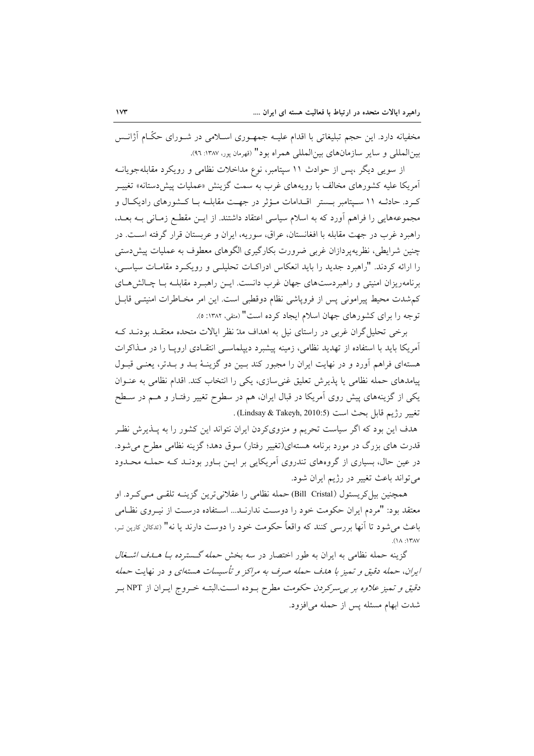مخفیانه دارد. این حجم تبلیغاتی با اقدام علیه جمهوری اسلامی در شورای حکّام آژانس بین‌المللی و سایر سازمان‌های بین‌المللی همراه بود" (قهرمان پور، ۱۳۸۷: ۹۶).

از سویی دیگر ،پس از حوادث ۱۱ سپتامبر، نوع مداخلات نظامی و رویکرد مقابله‌جویانه آمریکا علیه کشورهای مخالف با رویه‌های غرب به سمت گزینش «عملیات پیش‌دستانه» تغییر کرد. حادثه ۱۱ سپتامبر بستر اقدامات مؤثر در جهت مقابله با کشورهای رادیکال و مجموعه‌هایی را فراهم آورد که به اسلام سیاسی اعتقاد داشتند. از این مقطع زمانی به بعد، راهبرد غرب در جهت مقابله با افغانستان، عراق، سوریه، ایران و عربستان قرار گرفته است. در چنین شرایطی، نظریه‌پردازان غربی ضرورت بکارگیری الگوهای معطوف به عملیات پیش‌دستی را ارائه کردند. "راهبرد جدید را باید انعکاس ادراکات تحلیلی و رویکرد مقامات سیاسی، برنامه‌ریزان امنیتی و راهبردست‌های جهان غرب دانست. این راهبرد مقابله با چالش‌های کم‌شدت محیط پیرامونی پس از فروپاشی نظام دوقطبی است. این امر مخاطرات امنیتی قابل توجه را برای کشورهای جهان اسلام ایجاد کرده است" (متقی، ۱۳۸۲: ۵).

برخی تحلیل‌گران غربی در راستای نیل به اهداف مدّ نظر ایالات متحده معتقد بودند که آمریکا باید با استفاده از تهدید نظامی، زمینه پیشبرد دیپلماسی انتقادی اروپا را در مذاکرات هسته‌ای فراهم آورد و در نهایت ایران را مجبور کند بین دو گزینهٔ بد و بدتر، یعنی قبول پیامدهای حمله نظامی یا پذیرش تعلیق غنی‌سازی، یکی را انتخاب کند. اقدام نظامی به عنوان یکی از گزینه‌های پیش روی آمریکا در قبال ایران، هم در سطوح تغییر رفتار و هم در سطح تغییر رژیم قابل بحث است (Lindsay & Takeyh, 2010:5) .

هدف این بود که اگر سیاست تحریم و منزوی‌کردن ایران نتواند این کشور را به پذیرش نظر قدرت های بزرگ در مورد برنامه هسته‌ای(تغییر رفتار) سوق دهد؛ گزینه نظامی مطرح می‌شود. در عین حال، بسیاری از گروه‌های تندروی آمریکایی بر این باور بودند که حمله محدود می‌تواند باعث تغییر در رژیم ایران شود.

همچنین بیل‌کریستول (Bill Cristal) حمله نظامی را عقلانی‌ترین گزینه تلقی می‌کرد. او معتقد بود: "مردم ایران حکومت خود را دوست ندارند... استفاده درست از نیروی نظامی باعث می‌شود تا آنها بررسی کنند که واقعاً حکومت خود را دوست دارند یا نه" (تدکالن کارپن تر، ۱۳۸۷: ۱۸).

گزینه حمله نظامی به ایران به طور اختصار در سه بخش *حمله گسترده با هدف اشغال ایران، حمله دقیق و تمیز با هدف حمله صرف به مراکز و تأسیسات هسته‌ای* و در نهایت *حمله دقیق و تمیز علاوه بر بی‌سرکردن حکومت* مطرح بوده است.البته خروج ایران از NPT بر شدت ابهام مسئله پس از حمله می‌افزود.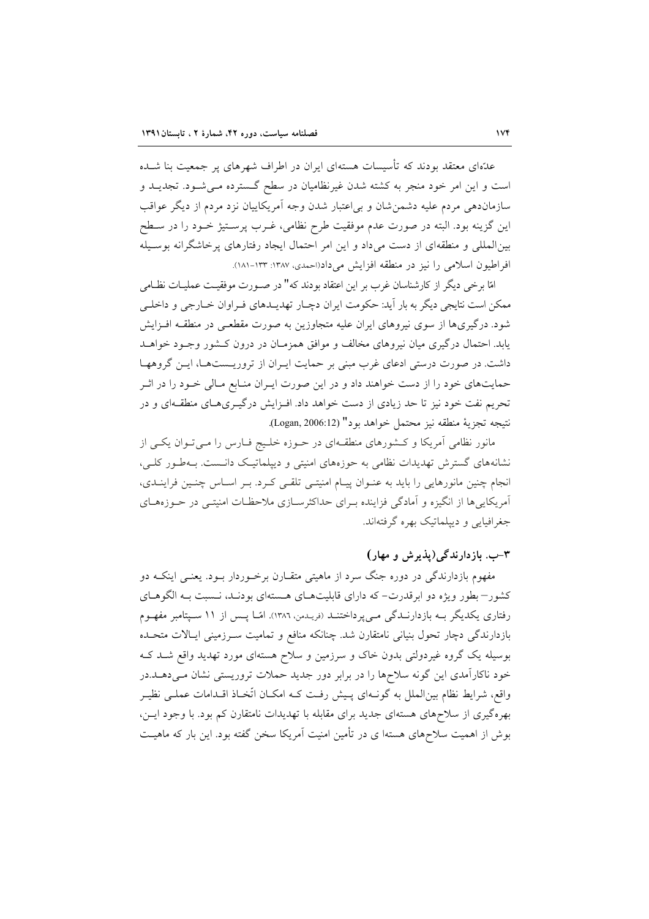عدّه‌ای معتقد بودند که تأسیسات هسته‌ای ایران در اطراف شهرهای پر جمعیت بنا شده است و این امر خود منجر به کشته شدن غیرنظامیان در سطح گسترده می‌شود. تجدید و سازمان‌دهی مردم علیه دشمن‌شان و بی‌اعتبار شدن وجه آمریکاییان نزد مردم از دیگر عواقب این گزینه بود. البته در صورت عدم موفقیت طرح نظامی، غرب پرستیژ خود را در سطح بین‌المللی و منطقه‌ای از دست می‌داد و این امر احتمال ایجاد رفتارهای پرخاشگرانه بوسیله افراطیون اسلامی را نیز در منطقه افزایش می‌داد(احمدی، ۱۳۸۷: ۱۳۳-۱۸۱).

امّا برخی دیگر از کارشناسان غرب بر این اعتقاد بودند که" در صورت موفقیت عملیات نظامی ممکن است نتایجی دیگر به بار آید: حکومت ایران دچار تهدیدهای فراوان خارجی و داخلی شود. درگیری‌ها از سوی نیروهای ایران علیه متجاوزین به صورت مقطعی در منطقه افزایش یابد. احتمال درگیری میان نیروهای مخالف و موافق همزمان در درون کشور وجود خواهد داشت. در صورت درستی ادعای غرب مبنی بر حمایت ایران از تروریست‌ها، این گروهها حمایت‌های خود را از دست خواهند داد و در این صورت ایران منابع مالی خود را در اثر تحریم نفت خود نیز تا حد زیادی از دست خواهد داد. افزایش درگیری‌های منطقه‌ای و در نتیجه تجزیهٔ منطقه نیز محتمل خواهد بود" (Logan, 2006:12).

مانور نظامی آمریکا و کشورهای منطقه‌ای در حوزه خلیج فارس را می‌توان یکی از نشانه‌های گسترش تهدیدات نظامی به حوزه‌های امنیتی و دیپلماتیک دانست. به‌طور کلی، انجام چنین مانورهایی را باید به عنوان پیام امنیتی تلقی کرد. بر اساس چنین فرایندی، آمریکایی‌ها از انگیزه و آمادگی فزاینده برای حداکثرسازی ملاحظات امنیتی در حوزه‌های جغرافیایی و دیپلماتیک بهره گرفته‌اند.

### ۳-ب. بازدارندگی(پذیرش و مهار)

مفهوم بازدارندگی در دوره جنگ سرد از ماهیتی متقارن برخوردار بود. یعنی اینکه دو کشور– بطور ویژه دو ابرقدرت– که دارای قابلیت‌های هسته‌ای بودند، نسبت به الگوهای رفتاری یکدیگر به بازدارندگی می‌پرداختند (فریدمن، ۱۳۸۶). امّا پس از ۱۱ سپتامبر مفهوم بازدارندگی دچار تحول بنیانی نامتقارن شد. چنانکه منافع و تمامیت سرزمینی ایالات متحده بوسیله یک گروه غیردولتی بدون خاک و سرزمین و سلاح هسته‌ای مورد تهدید واقع شد که خود ناکارآمدی این گونه سلاح‌ها را در برابر دور جدید حملات تروریستی نشان می‌دهد.در واقع، شرایط نظام بین‌الملل به گونه‌ای پیش رفت که امکان اتّخاذ اقدامات عملی نظیر بهره‌گیری از سلاح‌های هسته‌ای جدید برای مقابله با تهدیدات نامتقارن کم بود. با وجود این، بوش از اهمیت سلاح‌های هسته‌ا ی در تأمین امنیت آمریکا سخن گفته بود. این بار که ماهیت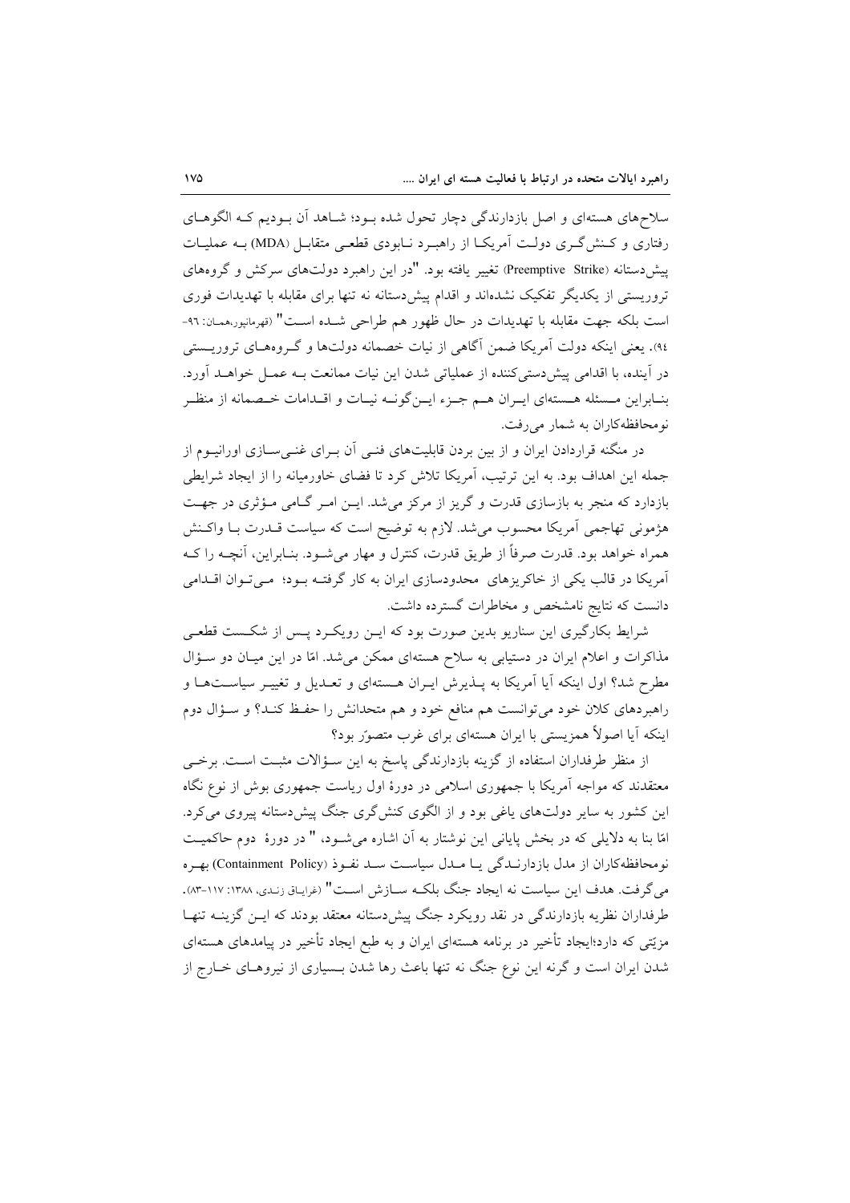سلاح‌های هسته‌ای و اصل بازدارندگی دچار تحول شده بود؛ شاهد آن بودیم که الگوهای رفتاری و کنش‌گری دولت آمریکا از راهبرد نابودی قطعی متقابل (MDA) به عملیات پیش‌دستانه (Preemptive Strike) تغییر یافته بود. "در این راهبرد دولت‌های سرکش و گروه‌های تروریستی از یکدیگر تفکیک نشده‌اند و اقدام پیش‌دستانه نه تنها برای مقابله با تهدیدات فوری است بلکه جهت مقابله با تهدیدات در حال ظهور هم طراحی شده است" (قهرمانپور،همان: ۹۶-۹۴). یعنی اینکه دولت آمریکا ضمن آگاهی از نیات خصمانه دولت‌ها و گروه‌های تروریستی در آینده، با اقدامی پیش‌دستی‌کننده از عملیاتی شدن این نیات ممانعت به عمل خواهد آورد. بنابراین مسئله هسته‌ای ایران هم جزء این‌گونه نیات و اقدامات خصمانه از منظر نومحافظه‌کاران به شمار می‌رفت.

در منگنه قراردادن ایران و از بین بردن قابلیت‌های فنی آن برای غنی‌سازی اورانیوم از جمله این اهداف بود. به این ترتیب، آمریکا تلاش کرد تا فضای خاورمیانه را از ایجاد شرایطی بازدارد که منجر به بازسازی قدرت و گریز از مرکز می‌شد. این امر گامی مؤثری در جهت هژمونی تهاجمی آمریکا محسوب می‌شد. لازم به توضیح است که سیاست قدرت با واکنش همراه خواهد بود. قدرت صرفاً از طریق قدرت، کنترل و مهار می‌شود. بنابراین، آنچه را که آمریکا در قالب یکی از خاکریزهای محدودسازی ایران به کار گرفته بود؛ می‌توان اقدامی دانست که نتایج نامشخص و مخاطرات گسترده داشت.

شرایط بکارگیری این سناریو بدین صورت بود که این رویکرد پس از شکست قطعی مذاکرات و اعلام ایران در دستیابی به سلاح هسته‌ای ممکن می‌شد. امّا در این میان دو سؤال مطرح شد؟ اول اینکه آیا آمریکا به پذیرش ایران هسته‌ای و تعدیل و تغییر سیاست‌ها و راهبردهای کلان خود می‌توانست هم منافع خود و هم متحدانش را حفظ کند؟ و سؤال دوم اینکه آیا اصولاً همزیستی با ایران هسته‌ای برای غرب متصوّر بود؟

از منظر طرفداران استفاده از گزینه بازدارندگی پاسخ به این سؤالات مثبت است. برخی معتقدند که مواجه آمریکا با جمهوری اسلامی در دورهٔ اول ریاست جمهوری بوش از نوع نگاه این کشور به سایر دولت‌های یاغی بود و از الگوی کنش‌گری جنگ پیش‌دستانه پیروی می‌کرد. امّا بنا به دلایلی که در بخش پایانی این نوشتار به آن اشاره می‌شود، " در دورهٔ دوم حاکمیت نومحافظه‌کاران از مدل بازدارندگی یا مدل سیاست سد نفوذ (Containment Policy) بهره می‌گرفت. هدف این سیاست نه ایجاد جنگ بلکه سازش است" (غرایاق زندی، ۱۳۸۸: ۱۱۷-۸۳). طرفداران نظریه بازدارندگی در نقد رویکرد جنگ پیش‌دستانه معتقد بودند که این گزینه تنها مزیّتی که دارد؛ایجاد تأخیر در برنامه هسته‌ای ایران و به طبع ایجاد تأخیر در پیامدهای هسته‌ای شدن ایران است و گرنه این نوع جنگ نه تنها باعث رها شدن بسیاری از نیروهای خارج از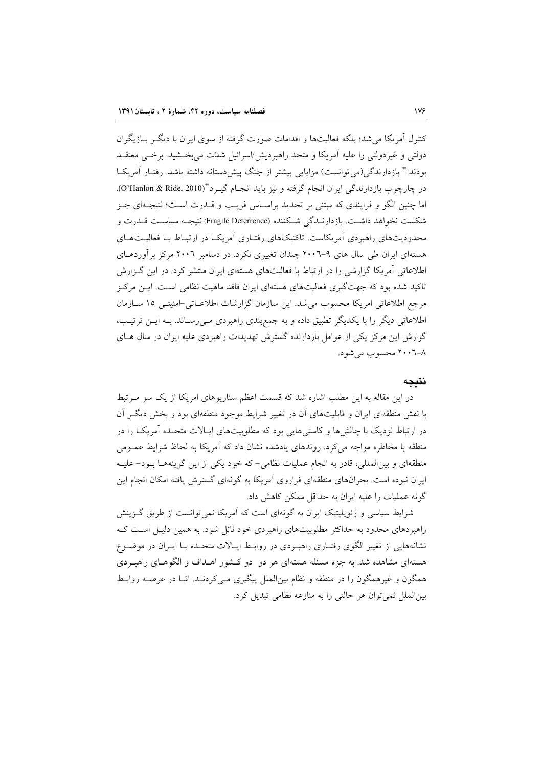کنترل آمریکا می‌شد؛ بلکه فعالیت‌ها و اقدامات صورت گرفته از سوی ایران با دیگر بازیگران دولتی و غیردولتی را علیه آمریکا و متحد راهبردیش/اسرائیل شدّت می‌بخشید. برخی معتقد بودند:" بازدارندگی(می‌توانست) مزایایی بیشتر از جنگ پیش‌دستانه داشته باشد. رفتار آمریکا در چارچوب بازدارندگی ایران انجام گرفته و نیز باید انجام گیرد"(O'Hanlon & Ride, 2010). اما چنین الگو و فرایندی که مبتنی بر تحدید براساس فریب و قدرت است؛ نتیجه‌ای جز شکست نخواهد داشت. بازدارندگی شکننده (Fragile Deterrence) نتیجه سیاست قدرت و محدودیت‌های راهبردی آمریکاست. تاکتیک‌های رفتاری آمریکا در ارتباط با فعالیت‌های هسته‌ای ایران طی سال های ۹-۲۰۰۶ چندان تغییری نکرد. در دسامبر ۲۰۰۶ مرکز برآوردهای اطلاعاتی آمریکا گزارشی را در ارتباط با فعالیت‌های هسته‌ای ایران منتشر کرد. در این گزارش تاکید شده بود که جهت‌گیری فعالیت‌های هسته‌ای ایران فاقد ماهیت نظامی است. این مرکز مرجع اطلاعاتی امریکا محسوب می‌شد. این سازمان گزارشات اطلاعاتی-امنیتی ۱۵ سازمان اطلاعاتی دیگر را با یکدیگر تطبیق داده و به جمع‌بندی راهبردی می‌رساند. به این ترتیب، گزارش این مرکز یکی از عوامل بازدارنده گسترش تهدیدات راهبردی علیه ایران در سال های ۸-۲۰۰۶ محسوب می‌شود.

## نتیجه

در این مقاله به این مطلب اشاره شد که قسمت اعظم سناریوهای امریکا از یک سو مرتبط با نقش منطقه‌ای ایران و قابلیت‌های آن در تغییر شرایط موجود منطقه‌ای بود و بخش دیگر آن در ارتباط نزدیک با چالش‌ها و کاستی‌هایی بود که مطلوبیت‌های ایالات متحده آمریکا را در منطقه با مخاطره مواجه می‌کرد. روندهای یادشده نشان داد که آمریکا به لحاظ شرایط عمومی منطقه‌ای و بین‌المللی، قادر به انجام عملیات نظامی- که خود یکی از این گزینه‌ها بود- علیه ایران نبوده است. بحران‌های منطقه‌ای فراروی آمریکا به گونه‌ای گسترش یافته امکان انجام این گونه عملیات را علیه ایران به حداقل ممکن کاهش داد.

شرایط سیاسی و ژئوپلیتیک ایران به گونه‌ای است که آمریکا نمی‌توانست از طریق گزینش راهبردهای محدود به حداکثر مطلوبیت‌های راهبردی خود نائل شود. به همین دلیل است که نشانه‌هایی از تغییر الگوی رفتاری راهبردی در روابط ایالات متحده با ایران در موضوع هسته‌ای مشاهده شد. به جزء مسئله هسته‌ای هر دو کشور اهداف و الگوهای راهبردی همگون و غیرهمگون را در منطقه و نظام بین‌الملل پیگیری می‌کردند. امّا در عرصه روابط بین‌الملل نمی‌توان هر حالتی را به منازعه نظامی تبدیل کرد.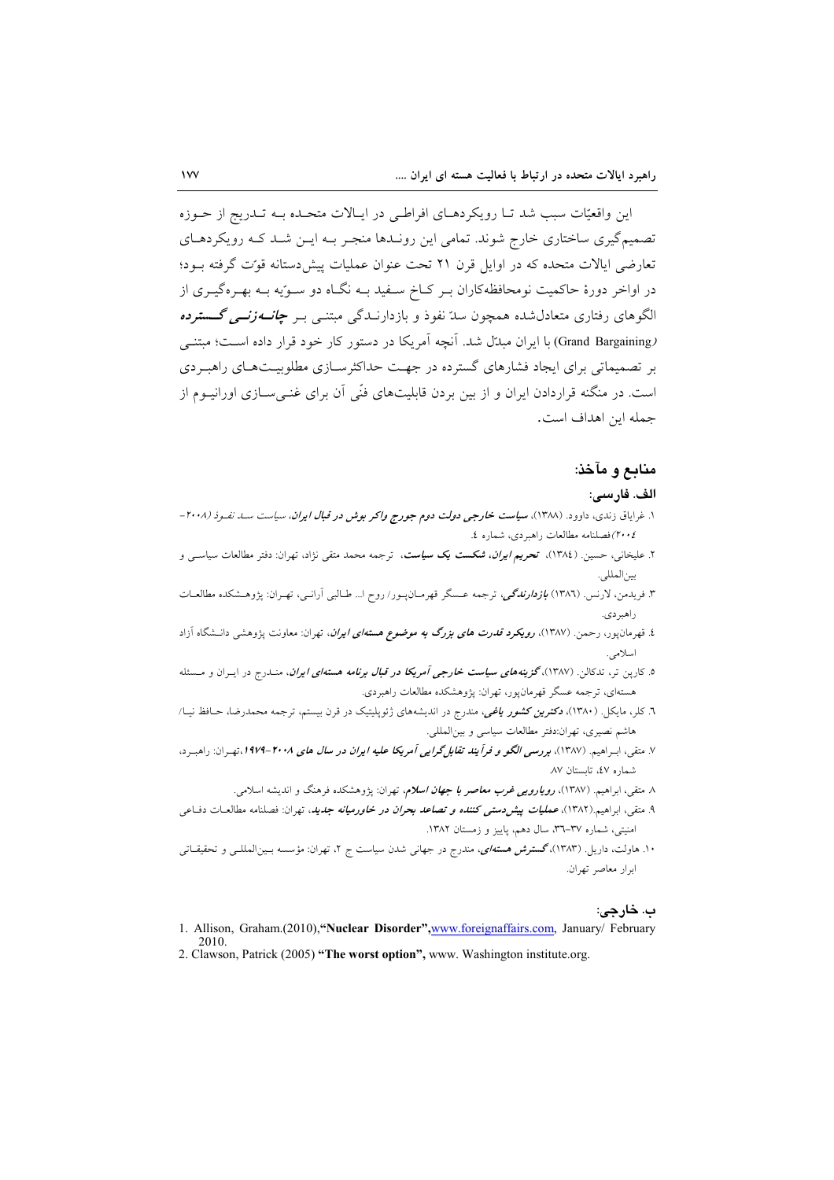این واقعیّت سبب شد تا رویکردهای افراطی در ایالات متحده به تدریج از حوزه تصمیم‌گیری ساختاری خارج شوند. تمامی این روندها منجر به این شد که رویکردهای تعارضی ایالات متحده که در اوایل قرن ۲۱ تحت عنوان عملیات پیش‌دستانه قوّت گرفته بود؛ در اواخر دورهٔ حاکمیت نومحافظه‌کاران بر کاخ سفید به نگاه دو سویّه به بهره‌گیری از الگوهای رفتاری متعادل‌شده همچون سدّ نفوذ و بازدارندگی مبتنی بر ***چانه‌زنی گسترده*** (Grand Bargaining) با ایران مبدّل شد. آنچه آمریکا در دستور کار خود قرار داده است؛ مبتنی بر تصمیماتی برای ایجاد فشارهای گسترده در جهت حداکثرسازی مطلوبیت‌های راهبردی است. در منگنه قراردادن ایران و از بین بردن قابلیت‌های فنّی آن برای غنی‌سازی اورانیوم از جمله این اهداف است.

## منابع و مآخذ:

### الف. فارسی:

۱. غرایاق زندی، داوود. (۱۳۸۸)، ***سیاست خارجی دولت دوم جورج واکر بوش در قبال ایران***، *سیاست سد نفوذ (۲۰۰۸-۲۰۰۴)* فصلنامه مطالعات راهبردی، شماره ۴.

۲. علیخانی، حسین. (۱۳۸٤)، ***تحریم ایران، شکست یک سیاست***، ترجمه محمد متقی نژاد، تهران: دفتر مطالعات سیاسی و بین‌المللی.

۳. فریدمن، لارنس. (۱۳۸٦) ***بازدارندگی***، ترجمه عسگر قهرمان‌پور/ روح ا... طالبی آرانی، تهران: پژوهشکده مطالعات راهبردی.

٤. قهرمان‌پور، رحمن. (۱۳۸۷)، ***رویکرد قدرت های بزرگ به موضوع هسته‌ای ایران***، تهران: معاونت پژوهشی دانشگاه آزاد اسلامی.

۵. کارپن تر، تدکالن. (۱۳۸۷)، ***گزینه‌های سیاست خارجی آمریکا در قبال برنامه هسته‌ای ایران***، مندرج در ایران و مسئله هسته‌ای، ترجمه عسگر قهرمان‌پور، تهران: پژوهشکده مطالعات راهبردی.

٦. کلر، مایکل. (۱۳۸۰)، ***دکترین کشور یاغی***، مندرج در اندیشه‌های ژئوپلیتیک در قرن بیستم، ترجمه محمدرضا، حافظ نیا/ هاشم نصیری، تهران: دفتر مطالعات سیاسی و بین‌المللی.

۷. متقی، ابراهیم. (۱۳۸۷)، ***بررسی الگو و فرآیند تقابل‌گرایی آمریکا علیه ایران در سال های ۲۰۰۸-۱۹۷۹***، تهران: راهبرد، شماره ٤۷، تابستان ۸۷

۸. متقی، ابراهیم. (۱۳۸۷)، ***رویارویی غرب معاصر با جهان اسلام***، تهران: پژوهشکده فرهنگ و اندیشه اسلامی.

۹. متقی، ابراهیم. (۱۳۸۲)، ***عملیات پیش‌دستی کننده و تصاعد بحران در خاورمیانه جدید***، تهران: فصلنامه مطالعات دفاعی امنیتی، شماره ۳۷-۳٦، سال دهم، پاییز و زمستان ۱۳۸۲.

۱۰. هاولت، داریل. (۱۳۸۳)، ***گسترش هسته‌ای***، مندرج در جهانی شدن سیاست ج ۲، تهران: مؤسسه بین‌المللی و تحقیقاتی ابرار معاصر تهران.

### ب. خارجی:

1. Allison, Graham.(2010),**"Nuclear Disorder"**,www.foreignaffairs.com, January/ February 2010.
2. Clawson, Patrick (2005) **"The worst option"**, www. Washington institute.org.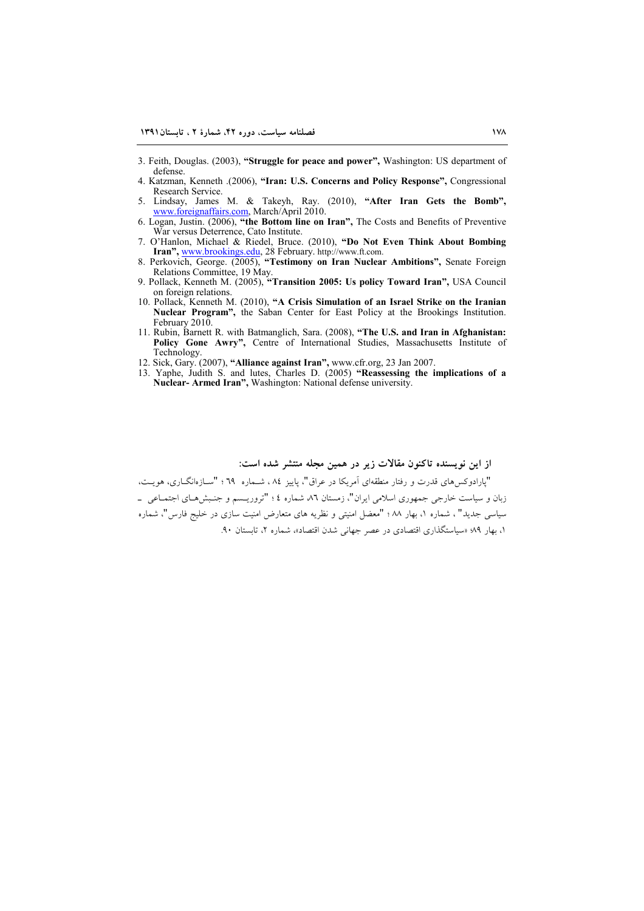3. Feith, Douglas. (2003), **"Struggle for peace and power",** Washington: US department of defense.
4. Katzman, Kenneth .(2006), **"Iran: U.S. Concerns and Policy Response",** Congressional Research Service.
5. Lindsay, James M. & Takeyh, Ray. (2010), **"After Iran Gets the Bomb",** www.foreignaffairs.com, March/April 2010.
6. Logan, Justin. (2006), **"the Bottom line on Iran",** The Costs and Benefits of Preventive War versus Deterrence, Cato Institute.
7. O'Hanlon, Michael & Riedel, Bruce. (2010), **"Do Not Even Think About Bombing Iran",** www.brookings.edu, 28 February. http://www.ft.com.
8. Perkovich, George. (2005), **"Testimony on Iran Nuclear Ambitions",** Senate Foreign Relations Committee, 19 May.
9. Pollack, Kenneth M. (2005), **"Transition 2005: Us policy Toward Iran",** USA Council on foreign relations.
10. Pollack, Kenneth M. (2010), **"A Crisis Simulation of an Israel Strike on the Iranian Nuclear Program",** the Saban Center for East Policy at the Brookings Institution. February 2010.
11. Rubin, Barnett R. with Batmanglich, Sara. (2008), **"The U.S. and Iran in Afghanistan: Policy Gone Awry",** Centre of International Studies, Massachusetts Institute of Technology.
12. Sick, Gary. (2007), **"Alliance against Iran",** www.cfr.org, 23 Jan 2007.
13. Yaphe, Judith S. and lutes, Charles D. (2005) **"Reassessing the implications of a Nuclear- Armed Iran",** Washington: National defense university.

**از این نویسنده تاکنون مقالات زیر در همین مجله منتشر شده است:**

"پارادوکس‌های قدرت و رفتار منطقه‌ای آمریکا در عراق"، پاییز ۸۴ ، شماره ۶۹ ؛ "سازه‌انگاری، هویت، زبان و سیاست خارجی جمهوری اسلامی ایران"، زمستان ۸۶، شماره ٤ ؛ "تروریسم و جنبش‌های اجتماعی ـ سیاسی جدید" ، شماره ۱، بهار ۸۸ ؛ "معضل امنیتی و نظریه های متعارض امنیت سازی در خلیج فارس"، شماره ۱، بهار ۸۹؛ «سیاستگذاری اقتصادی در عصر جهانی شدن اقتصاد»، شماره ۲، تابستان ۹۰.